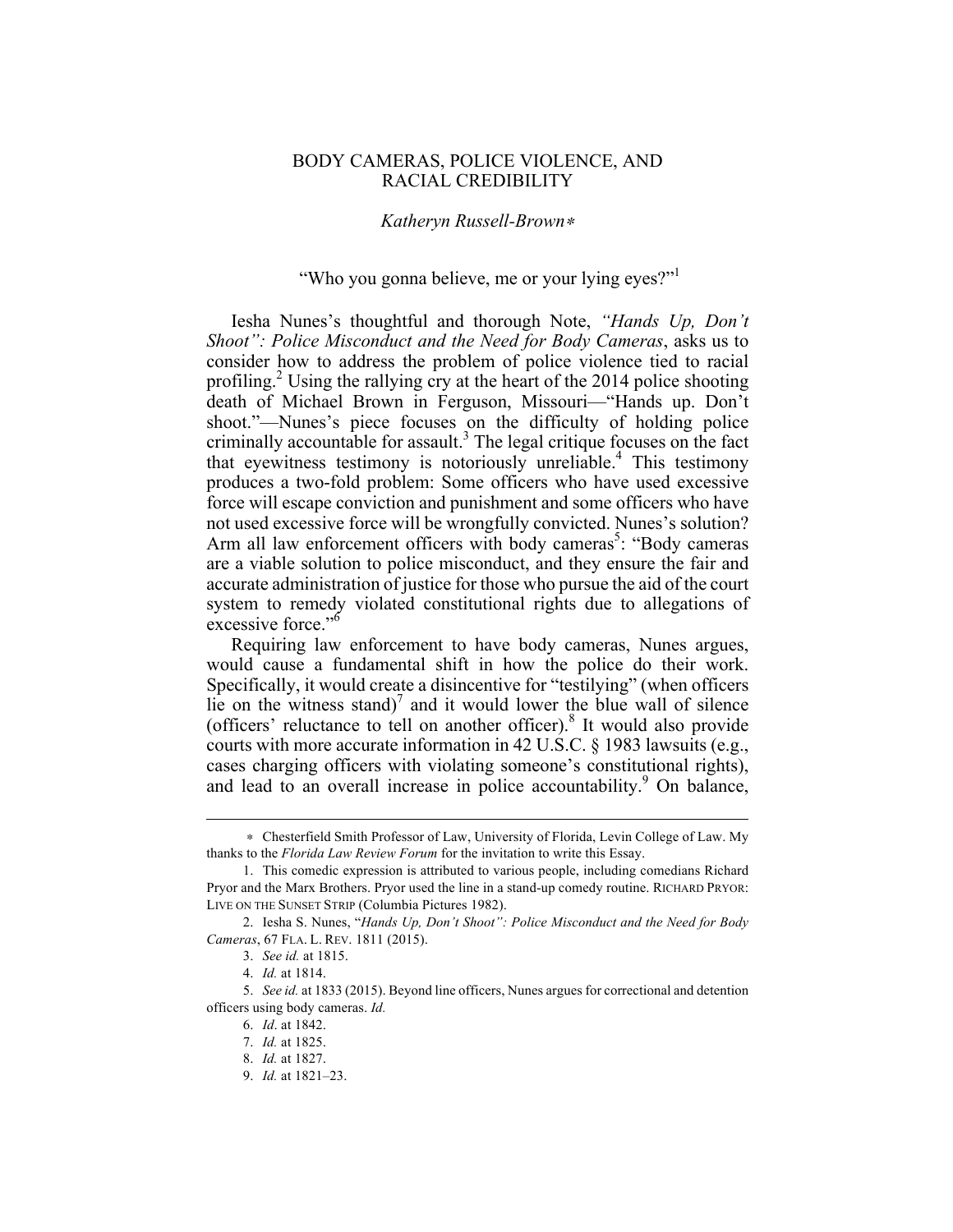# BODY CAMERAS, POLICE VIOLENCE, AND RACIAL CREDIBILITY

*Katheryn Russell-Brown*[*]

"Who you gonna believe, me or your lying eyes?"[1]

Iesha Nunes's thoughtful and thorough Note, *"Hands Up, Don't Shoot": Police Misconduct and the Need for Body Cameras*, asks us to consider how to address the problem of police violence tied to racial profiling.[2] Using the rallying cry at the heart of the 2014 police shooting death of Michael Brown in Ferguson, Missouri—"Hands up. Don't shoot."—Nunes's piece focuses on the difficulty of holding police criminally accountable for assault.[3] The legal critique focuses on the fact that eyewitness testimony is notoriously unreliable.[4] This testimony produces a two-fold problem: Some officers who have used excessive force will escape conviction and punishment and some officers who have not used excessive force will be wrongfully convicted. Nunes's solution? Arm all law enforcement officers with body cameras[5]: "Body cameras are a viable solution to police misconduct, and they ensure the fair and accurate administration of justice for those who pursue the aid of the court system to remedy violated constitutional rights due to allegations of excessive force."[6]

Requiring law enforcement to have body cameras, Nunes argues, would cause a fundamental shift in how the police do their work. Specifically, it would create a disincentive for "testilying" (when officers lie on the witness stand)[7] and it would lower the blue wall of silence (officers' reluctance to tell on another officer).[8] It would also provide courts with more accurate information in 42 U.S.C. § 1983 lawsuits (e.g., cases charging officers with violating someone's constitutional rights), and lead to an overall increase in police accountability.[9] On balance,

---

[*] Chesterfield Smith Professor of Law, University of Florida, Levin College of Law. My thanks to the *Florida Law Review Forum* for the invitation to write this Essay.

1. This comedic expression is attributed to various people, including comedians Richard Pryor and the Marx Brothers. Pryor used the line in a stand-up comedy routine. RICHARD PRYOR: LIVE ON THE SUNSET STRIP (Columbia Pictures 1982).

2. Iesha S. Nunes, "*Hands Up, Don't Shoot": Police Misconduct and the Need for Body Cameras*, 67 FLA. L. REV. 1811 (2015).

3. *See id.* at 1815.

4. *Id.* at 1814.

5. *See id.* at 1833 (2015). Beyond line officers, Nunes argues for correctional and detention officers using body cameras. *Id.*

6. *Id*. at 1842.

7. *Id.* at 1825.

8. *Id.* at 1827.

9. *Id.* at 1821–23.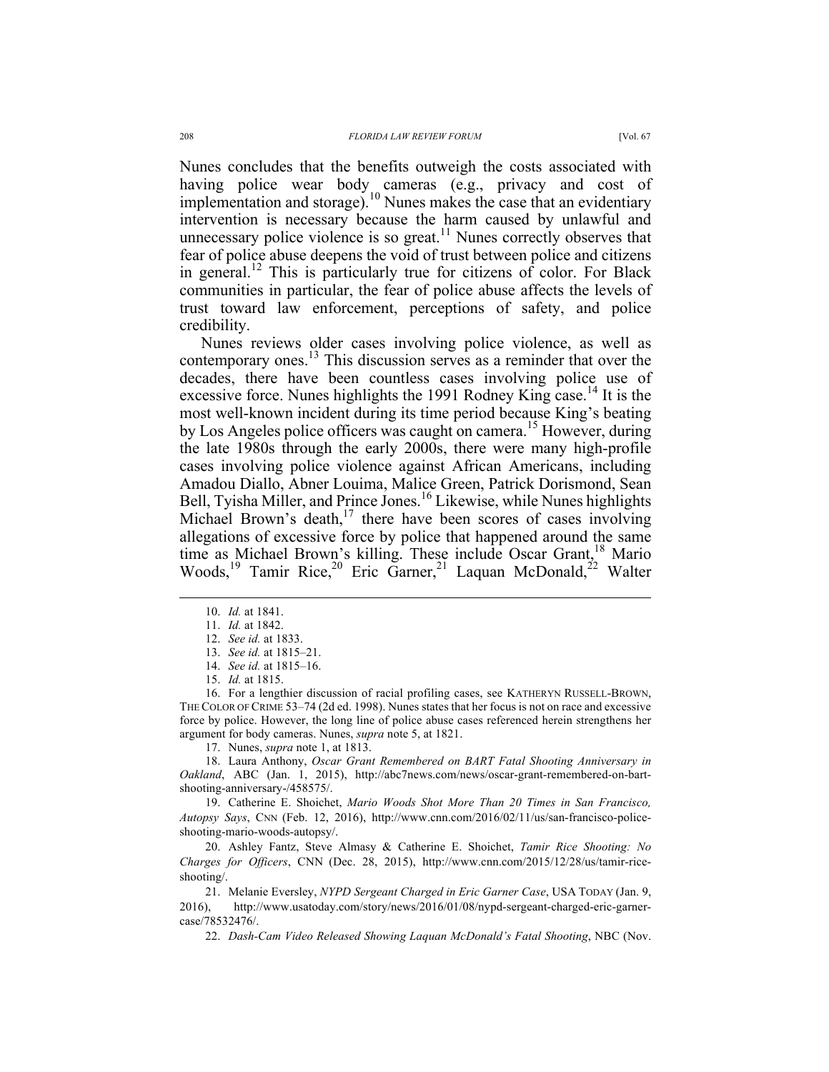Nunes concludes that the benefits outweigh the costs associated with having police wear body cameras (e.g., privacy and cost of implementation and storage).[10] Nunes makes the case that an evidentiary intervention is necessary because the harm caused by unlawful and unnecessary police violence is so great.[11] Nunes correctly observes that fear of police abuse deepens the void of trust between police and citizens in general.[12] This is particularly true for citizens of color. For Black communities in particular, the fear of police abuse affects the levels of trust toward law enforcement, perceptions of safety, and police credibility.

Nunes reviews older cases involving police violence, as well as contemporary ones.[13] This discussion serves as a reminder that over the decades, there have been countless cases involving police use of excessive force. Nunes highlights the 1991 Rodney King case.[14] It is the most well-known incident during its time period because King's beating by Los Angeles police officers was caught on camera.[15] However, during the late 1980s through the early 2000s, there were many high-profile cases involving police violence against African Americans, including Amadou Diallo, Abner Louima, Malice Green, Patrick Dorismond, Sean Bell, Tyisha Miller, and Prince Jones.[16] Likewise, while Nunes highlights Michael Brown's death,[17] there have been scores of cases involving allegations of excessive force by police that happened around the same time as Michael Brown's killing. These include Oscar Grant,[18] Mario Woods,[19] Tamir Rice,[20] Eric Garner,[21] Laquan McDonald,[22] Walter

---

10. *Id.* at 1841.

11. *Id.* at 1842.

12. *See id.* at 1833.

13. *See id.* at 1815–21.

14. *See id.* at 1815–16.

15. *Id.* at 1815.

16. For a lengthier discussion of racial profiling cases, see KATHERYN RUSSELL-BROWN, THE COLOR OF CRIME 53–74 (2d ed. 1998). Nunes states that her focus is not on race and excessive force by police. However, the long line of police abuse cases referenced herein strengthens her argument for body cameras. Nunes, *supra* note 5, at 1821.

17. Nunes, *supra* note 1, at 1813.

18. Laura Anthony, *Oscar Grant Remembered on BART Fatal Shooting Anniversary in Oakland*, ABC (Jan. 1, 2015), http://abc7news.com/news/oscar-grant-remembered-on-bart-shooting-anniversary-/458575/.

19. Catherine E. Shoichet, *Mario Woods Shot More Than 20 Times in San Francisco, Autopsy Says*, CNN (Feb. 12, 2016), http://www.cnn.com/2016/02/11/us/san-francisco-police-shooting-mario-woods-autopsy/.

20. Ashley Fantz, Steve Almasy & Catherine E. Shoichet, *Tamir Rice Shooting: No Charges for Officers*, CNN (Dec. 28, 2015), http://www.cnn.com/2015/12/28/us/tamir-rice-shooting/.

21. Melanie Eversley, *NYPD Sergeant Charged in Eric Garner Case*, USA TODAY (Jan. 9, 2016), http://www.usatoday.com/story/news/2016/01/08/nypd-sergeant-charged-eric-garner-case/78532476/.

22. *Dash-Cam Video Released Showing Laquan McDonald's Fatal Shooting*, NBC (Nov.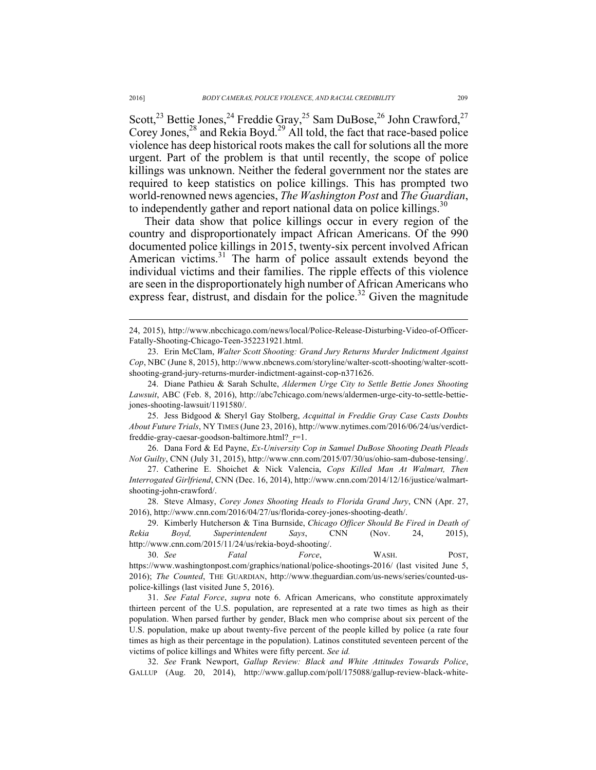Scott,[23] Bettie Jones,[24] Freddie Gray,[25] Sam DuBose,[26] John Crawford,[27] Corey Jones,[28] and Rekia Boyd.[29] All told, the fact that race-based police violence has deep historical roots makes the call for solutions all the more urgent. Part of the problem is that until recently, the scope of police killings was unknown. Neither the federal government nor the states are required to keep statistics on police killings. This has prompted two world-renowned news agencies, *The Washington Post* and *The Guardian*, to independently gather and report national data on police killings.[30]

Their data show that police killings occur in every region of the country and disproportionately impact African Americans. Of the 990 documented police killings in 2015, twenty-six percent involved African American victims.[31] The harm of police assault extends beyond the individual victims and their families. The ripple effects of this violence are seen in the disproportionately high number of African Americans who express fear, distrust, and disdain for the police.[32] Given the magnitude

---

24, 2015), http://www.nbcchicago.com/news/local/Police-Release-Disturbing-Video-of-Officer-Fatally-Shooting-Chicago-Teen-352231921.html.

23. Erin McClam, *Walter Scott Shooting: Grand Jury Returns Murder Indictment Against Cop*, NBC (June 8, 2015), http://www.nbcnews.com/storyline/walter-scott-shooting/walter-scott-shooting-grand-jury-returns-murder-indictment-against-cop-n371626.

24. Diane Pathieu & Sarah Schulte, *Aldermen Urge City to Settle Bettie Jones Shooting Lawsuit*, ABC (Feb. 8, 2016), http://abc7chicago.com/news/aldermen-urge-city-to-settle-bettie-jones-shooting-lawsuit/1191580/.

25. Jess Bidgood & Sheryl Gay Stolberg, *Acquittal in Freddie Gray Case Casts Doubts About Future Trials*, NY TIMES (June 23, 2016), http://www.nytimes.com/2016/06/24/us/verdict-freddie-gray-caesar-goodson-baltimore.html?_r=1.

26. Dana Ford & Ed Payne, *Ex-University Cop in Samuel DuBose Shooting Death Pleads Not Guilty*, CNN (July 31, 2015), http://www.cnn.com/2015/07/30/us/ohio-sam-dubose-tensing/.

27. Catherine E. Shoichet & Nick Valencia, *Cops Killed Man At Walmart, Then Interrogated Girlfriend*, CNN (Dec. 16, 2014), http://www.cnn.com/2014/12/16/justice/walmart-shooting-john-crawford/.

28. Steve Almasy, *Corey Jones Shooting Heads to Florida Grand Jury*, CNN (Apr. 27, 2016), http://www.cnn.com/2016/04/27/us/florida-corey-jones-shooting-death/.

29. Kimberly Hutcherson & Tina Burnside, *Chicago Officer Should Be Fired in Death of Rekia Boyd, Superintendent Says*, CNN (Nov. 24, 2015), http://www.cnn.com/2015/11/24/us/rekia-boyd-shooting/.

30. *See Fatal Force*, WASH. POST, https://www.washingtonpost.com/graphics/national/police-shootings-2016/ (last visited June 5, 2016); *The Counted*, THE GUARDIAN, http://www.theguardian.com/us-news/series/counted-us-police-killings (last visited June 5, 2016).

31. *See Fatal Force*, *supra* note 6. African Americans, who constitute approximately thirteen percent of the U.S. population, are represented at a rate two times as high as their population. When parsed further by gender, Black men who comprise about six percent of the U.S. population, make up about twenty-five percent of the people killed by police (a rate four times as high as their percentage in the population). Latinos constituted seventeen percent of the victims of police killings and Whites were fifty percent. *See id.*

32. *See* Frank Newport, *Gallup Review: Black and White Attitudes Towards Police*, GALLUP (Aug. 20, 2014), http://www.gallup.com/poll/175088/gallup-review-black-white-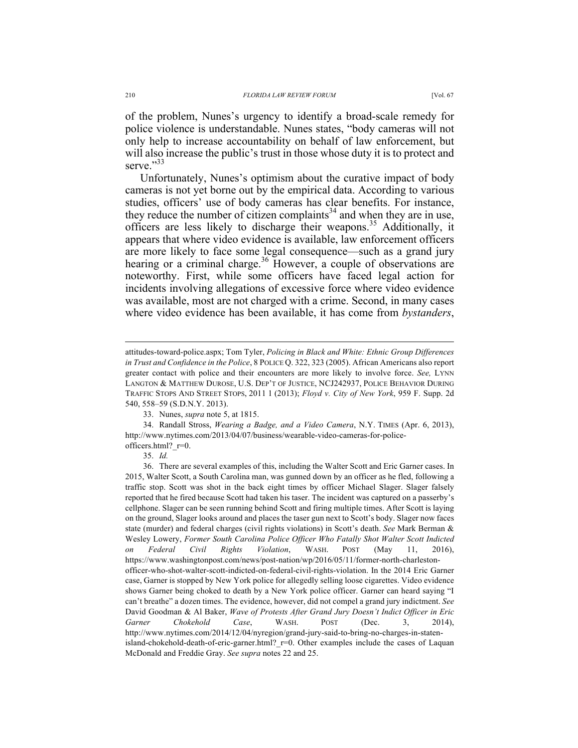of the problem, Nunes's urgency to identify a broad-scale remedy for police violence is understandable. Nunes states, "body cameras will not only help to increase accountability on behalf of law enforcement, but will also increase the public's trust in those whose duty it is to protect and serve."[33]

Unfortunately, Nunes's optimism about the curative impact of body cameras is not yet borne out by the empirical data. According to various studies, officers' use of body cameras has clear benefits. For instance, they reduce the number of citizen complaints[34] and when they are in use, officers are less likely to discharge their weapons.[35] Additionally, it appears that where video evidence is available, law enforcement officers are more likely to face some legal consequence—such as a grand jury hearing or a criminal charge.[36] However, a couple of observations are noteworthy. First, while some officers have faced legal action for incidents involving allegations of excessive force where video evidence was available, most are not charged with a crime. Second, in many cases where video evidence has been available, it has come from *bystanders*,

---

attitudes-toward-police.aspx; Tom Tyler, *Policing in Black and White: Ethnic Group Differences in Trust and Confidence in the Police*, 8 POLICE Q. 322, 323 (2005). African Americans also report greater contact with police and their encounters are more likely to involve force. *See,* LYNN LANGTON & MATTHEW DUROSE, U.S. DEP'T OF JUSTICE, NCJ242937, POLICE BEHAVIOR DURING TRAFFIC STOPS AND STREET STOPS, 2011 1 (2013); *Floyd v. City of New York*, 959 F. Supp. 2d 540, 558–59 (S.D.N.Y. 2013).

33. Nunes, *supra* note 5, at 1815.

34. Randall Stross, *Wearing a Badge, and a Video Camera*, N.Y. TIMES (Apr. 6, 2013), http://www.nytimes.com/2013/04/07/business/wearable-video-cameras-for-police-officers.html?_r=0.

35. *Id.*

36. There are several examples of this, including the Walter Scott and Eric Garner cases. In 2015, Walter Scott, a South Carolina man, was gunned down by an officer as he fled, following a traffic stop. Scott was shot in the back eight times by officer Michael Slager. Slager falsely reported that he fired because Scott had taken his taser. The incident was captured on a passerby's cellphone. Slager can be seen running behind Scott and firing multiple times. After Scott is laying on the ground, Slager looks around and places the taser gun next to Scott's body. Slager now faces state (murder) and federal charges (civil rights violations) in Scott's death. *See* Mark Berman & Wesley Lowery, *Former South Carolina Police Officer Who Fatally Shot Walter Scott Indicted on Federal Civil Rights Violation*, WASH. POST (May 11, 2016), https://www.washingtonpost.com/news/post-nation/wp/2016/05/11/former-north-charleston-officer-who-shot-walter-scott-indicted-on-federal-civil-rights-violation. In the 2014 Eric Garner case, Garner is stopped by New York police for allegedly selling loose cigarettes. Video evidence shows Garner being choked to death by a New York police officer. Garner can heard saying "I can't breathe" a dozen times. The evidence, however, did not compel a grand jury indictment. *See* David Goodman & Al Baker, *Wave of Protests After Grand Jury Doesn't Indict Officer in Eric Garner Chokehold Case*, WASH. POST (Dec. 3, 2014), http://www.nytimes.com/2014/12/04/nyregion/grand-jury-said-to-bring-no-charges-in-staten-island-chokehold-death-of-eric-garner.html?_r=0. Other examples include the cases of Laquan McDonald and Freddie Gray. *See supra* notes 22 and 25.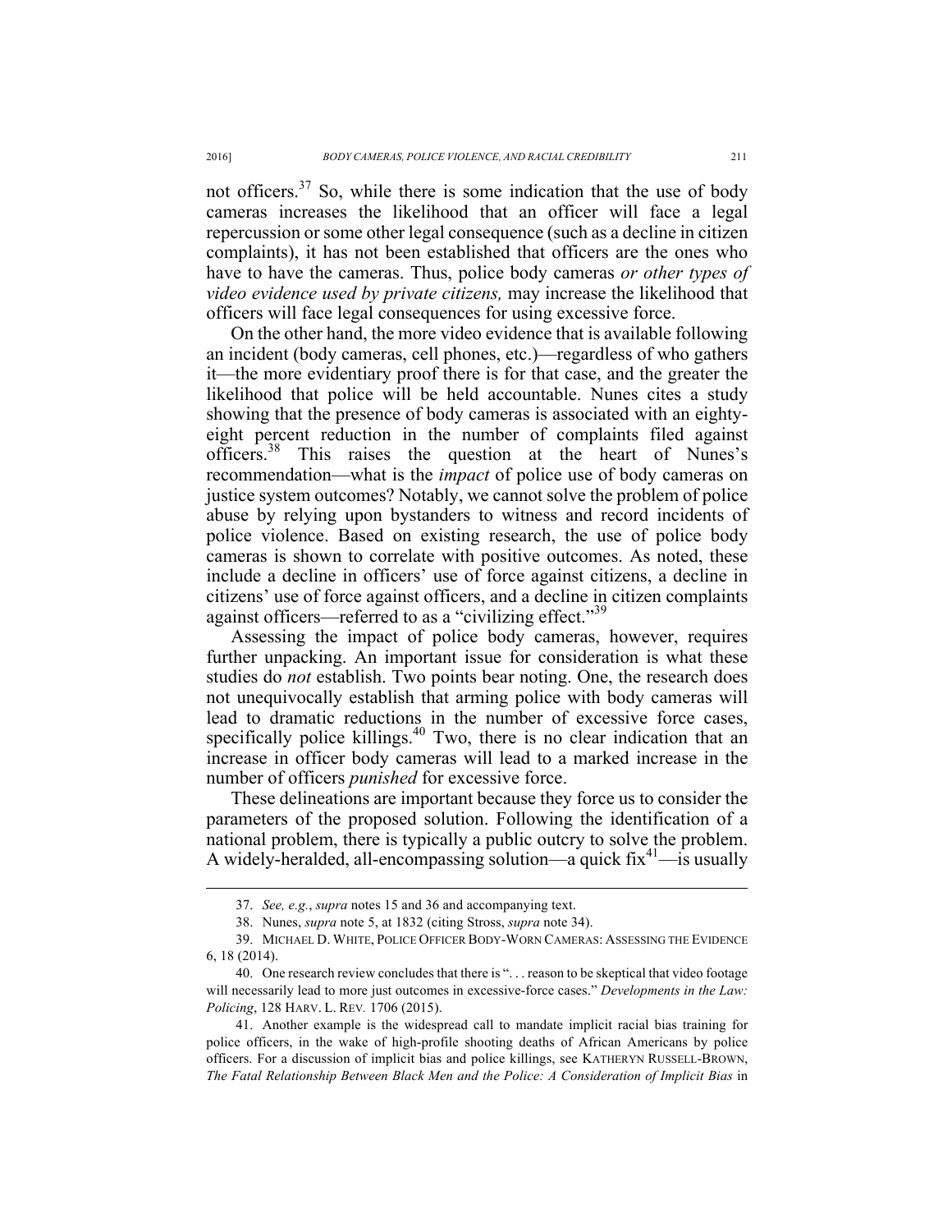not officers.[37] So, while there is some indication that the use of body cameras increases the likelihood that an officer will face a legal repercussion or some other legal consequence (such as a decline in citizen complaints), it has not been established that officers are the ones who have to have the cameras. Thus, police body cameras *or other types of video evidence used by private citizens,* may increase the likelihood that officers will face legal consequences for using excessive force.

On the other hand, the more video evidence that is available following an incident (body cameras, cell phones, etc.)—regardless of who gathers it—the more evidentiary proof there is for that case, and the greater the likelihood that police will be held accountable. Nunes cites a study showing that the presence of body cameras is associated with an eighty-eight percent reduction in the number of complaints filed against officers.[38] This raises the question at the heart of Nunes's recommendation—what is the *impact* of police use of body cameras on justice system outcomes? Notably, we cannot solve the problem of police abuse by relying upon bystanders to witness and record incidents of police violence. Based on existing research, the use of police body cameras is shown to correlate with positive outcomes. As noted, these include a decline in officers' use of force against citizens, a decline in citizens' use of force against officers, and a decline in citizen complaints against officers—referred to as a "civilizing effect."[39]

Assessing the impact of police body cameras, however, requires further unpacking. An important issue for consideration is what these studies do *not* establish. Two points bear noting. One, the research does not unequivocally establish that arming police with body cameras will lead to dramatic reductions in the number of excessive force cases, specifically police killings.[40] Two, there is no clear indication that an increase in officer body cameras will lead to a marked increase in the number of officers *punished* for excessive force.

These delineations are important because they force us to consider the parameters of the proposed solution. Following the identification of a national problem, there is typically a public outcry to solve the problem. A widely-heralded, all-encompassing solution—a quick fix[41]—is usually

---

37. *See, e.g.*, *supra* notes 15 and 36 and accompanying text.

38. Nunes, *supra* note 5, at 1832 (citing Stross, *supra* note 34).

39. MICHAEL D. WHITE, POLICE OFFICER BODY-WORN CAMERAS: ASSESSING THE EVIDENCE 6, 18 (2014).

40. One research review concludes that there is ". . . reason to be skeptical that video footage will necessarily lead to more just outcomes in excessive-force cases." *Developments in the Law: Policing*, 128 HARV. L. REV. 1706 (2015).

41. Another example is the widespread call to mandate implicit racial bias training for police officers, in the wake of high-profile shooting deaths of African Americans by police officers. For a discussion of implicit bias and police killings, see KATHERYN RUSSELL-BROWN, *The Fatal Relationship Between Black Men and the Police: A Consideration of Implicit Bias* in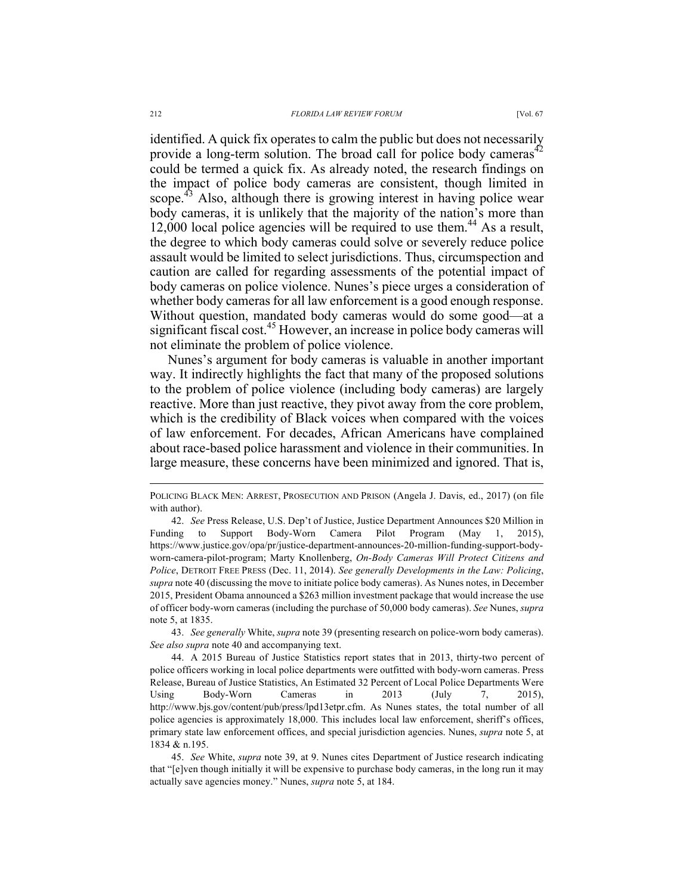identified. A quick fix operates to calm the public but does not necessarily provide a long-term solution. The broad call for police body cameras[42] could be termed a quick fix. As already noted, the research findings on the impact of police body cameras are consistent, though limited in scope.[43] Also, although there is growing interest in having police wear body cameras, it is unlikely that the majority of the nation's more than 12,000 local police agencies will be required to use them.[44] As a result, the degree to which body cameras could solve or severely reduce police assault would be limited to select jurisdictions. Thus, circumspection and caution are called for regarding assessments of the potential impact of body cameras on police violence. Nunes's piece urges a consideration of whether body cameras for all law enforcement is a good enough response. Without question, mandated body cameras would do some good—at a significant fiscal cost.[45] However, an increase in police body cameras will not eliminate the problem of police violence.

Nunes's argument for body cameras is valuable in another important way. It indirectly highlights the fact that many of the proposed solutions to the problem of police violence (including body cameras) are largely reactive. More than just reactive, they pivot away from the core problem, which is the credibility of Black voices when compared with the voices of law enforcement. For decades, African Americans have complained about race-based police harassment and violence in their communities. In large measure, these concerns have been minimized and ignored. That is,

---

POLICING BLACK MEN: ARREST, PROSECUTION AND PRISON (Angela J. Davis, ed., 2017) (on file with author).

42. *See* Press Release, U.S. Dep't of Justice, Justice Department Announces $20 Million in Funding to Support Body-Worn Camera Pilot Program (May 1, 2015), https://www.justice.gov/opa/pr/justice-department-announces-20-million-funding-support-body-worn-camera-pilot-program; Marty Knollenberg, *On-Body Cameras Will Protect Citizens and Police*, DETROIT FREE PRESS (Dec. 11, 2014). *See generally Developments in the Law: Policing*, *supra* note 40 (discussing the move to initiate police body cameras). As Nunes notes, in December 2015, President Obama announced a $263 million investment package that would increase the use of officer body-worn cameras (including the purchase of 50,000 body cameras). *See* Nunes, *supra* note 5, at 1835.

43. *See generally* White, *supra* note 39 (presenting research on police-worn body cameras). *See also supra* note 40 and accompanying text.

44. A 2015 Bureau of Justice Statistics report states that in 2013, thirty-two percent of police officers working in local police departments were outfitted with body-worn cameras. Press Release, Bureau of Justice Statistics, An Estimated 32 Percent of Local Police Departments Were Using Body-Worn Cameras in 2013 (July 7, 2015), http://www.bjs.gov/content/pub/press/lpd13etpr.cfm. As Nunes states, the total number of all police agencies is approximately 18,000. This includes local law enforcement, sheriff's offices, primary state law enforcement offices, and special jurisdiction agencies. Nunes, *supra* note 5, at 1834 & n.195.

45. *See* White, *supra* note 39, at 9. Nunes cites Department of Justice research indicating that "[e]ven though initially it will be expensive to purchase body cameras, in the long run it may actually save agencies money." Nunes, *supra* note 5, at 184.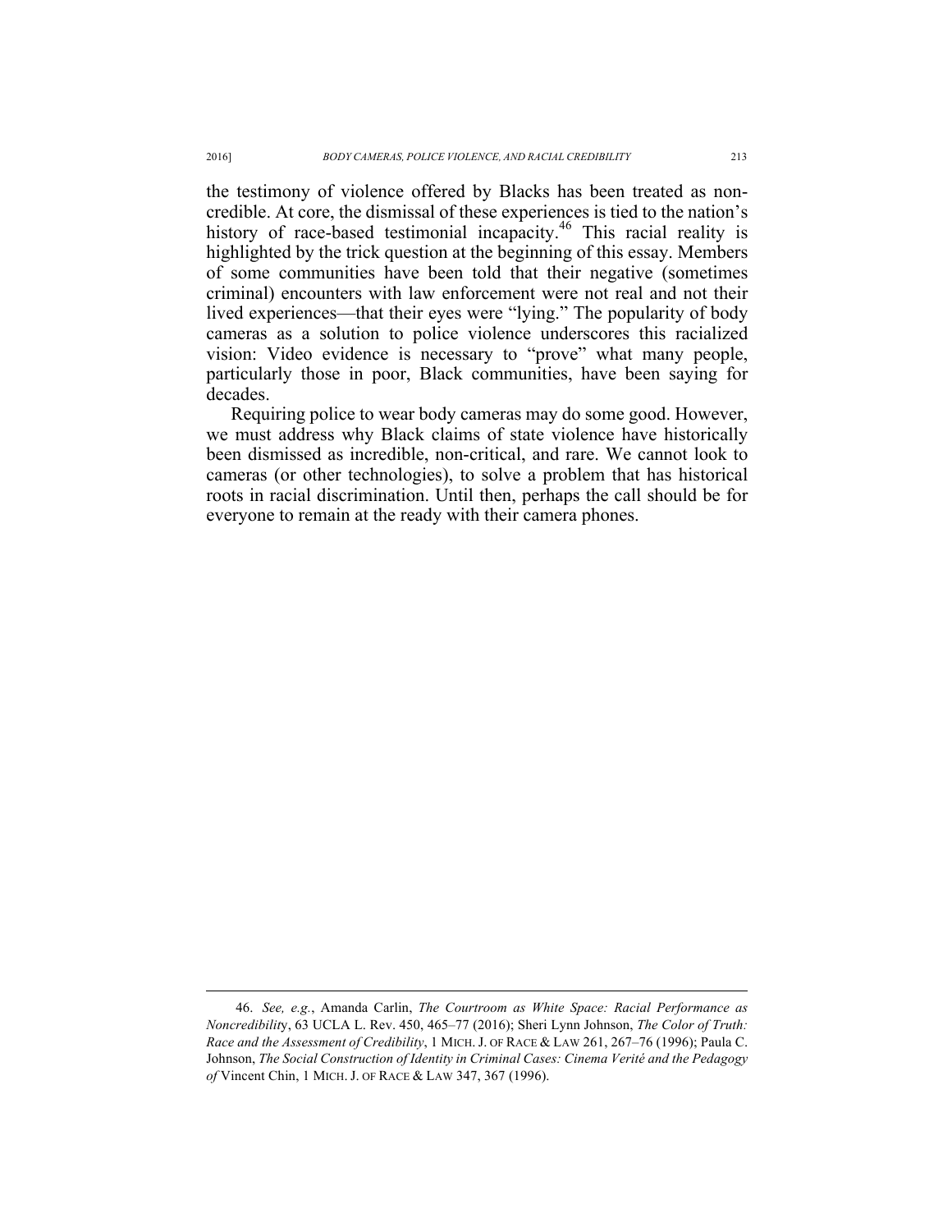the testimony of violence offered by Blacks has been treated as non-credible. At core, the dismissal of these experiences is tied to the nation's history of race-based testimonial incapacity.[46] This racial reality is highlighted by the trick question at the beginning of this essay. Members of some communities have been told that their negative (sometimes criminal) encounters with law enforcement were not real and not their lived experiences—that their eyes were "lying." The popularity of body cameras as a solution to police violence underscores this racialized vision: Video evidence is necessary to "prove" what many people, particularly those in poor, Black communities, have been saying for decades.

Requiring police to wear body cameras may do some good. However, we must address why Black claims of state violence have historically been dismissed as incredible, non-critical, and rare. We cannot look to cameras (or other technologies), to solve a problem that has historical roots in racial discrimination. Until then, perhaps the call should be for everyone to remain at the ready with their camera phones.

---

46. *See, e.g.*, Amanda Carlin, *The Courtroom as White Space: Racial Performance as Noncredibility*, 63 UCLA L. Rev. 450, 465–77 (2016); Sheri Lynn Johnson, *The Color of Truth: Race and the Assessment of Credibility*, 1 MICH. J. OF RACE & LAW 261, 267–76 (1996); Paula C. Johnson, *The Social Construction of Identity in Criminal Cases: Cinema Verité and the Pedagogy of* Vincent Chin, 1 MICH. J. OF RACE & LAW 347, 367 (1996).